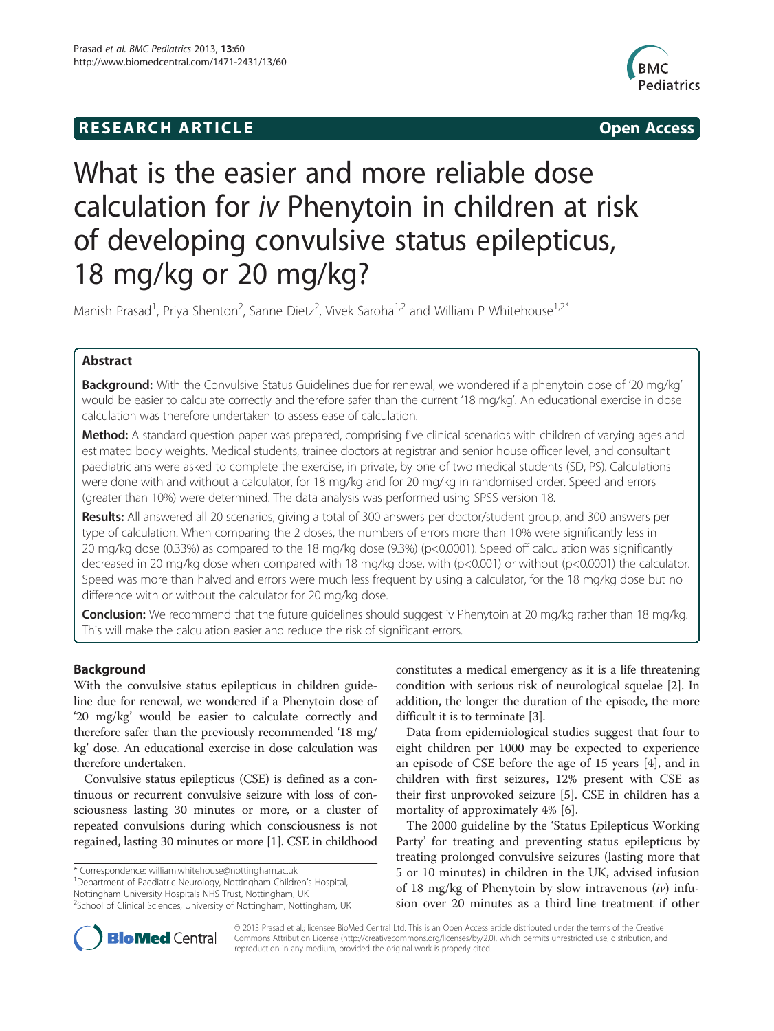**RESEARCH ARTICLE** **Open Access**

# What is the easier and more reliable dose calculation for *iv* Phenytoin in children at risk of developing convulsive status epilepticus, 18 mg/kg or 20 mg/kg?

Manish Prasad[1], Priya Shenton[2], Sanne Dietz[2], Vivek Saroha[1,2] and William P Whitehouse[1,2*]

## Abstract

**Background:** With the Convulsive Status Guidelines due for renewal, we wondered if a phenytoin dose of '20 mg/kg' would be easier to calculate correctly and therefore safer than the current '18 mg/kg'. An educational exercise in dose calculation was therefore undertaken to assess ease of calculation.

**Method:** A standard question paper was prepared, comprising five clinical scenarios with children of varying ages and estimated body weights. Medical students, trainee doctors at registrar and senior house officer level, and consultant paediatricians were asked to complete the exercise, in private, by one of two medical students (SD, PS). Calculations were done with and without a calculator, for 18 mg/kg and for 20 mg/kg in randomised order. Speed and errors (greater than 10%) were determined. The data analysis was performed using SPSS version 18.

**Results:** All answered all 20 scenarios, giving a total of 300 answers per doctor/student group, and 300 answers per type of calculation. When comparing the 2 doses, the numbers of errors more than 10% were significantly less in 20 mg/kg dose (0.33%) as compared to the 18 mg/kg dose (9.3%) ($p<0.0001$). Speed off calculation was significantly decreased in 20 mg/kg dose when compared with 18 mg/kg dose, with ($p<0.001$) or without ($p<0.0001$) the calculator. Speed was more than halved and errors were much less frequent by using a calculator, for the 18 mg/kg dose but no difference with or without the calculator for 20 mg/kg dose.

**Conclusion:** We recommend that the future guidelines should suggest iv Phenytoin at 20 mg/kg rather than 18 mg/kg. This will make the calculation easier and reduce the risk of significant errors.

## Background

With the convulsive status epilepticus in children guideline due for renewal, we wondered if a Phenytoin dose of '20 mg/kg' would be easier to calculate correctly and therefore safer than the previously recommended '18 mg/kg' dose. An educational exercise in dose calculation was therefore undertaken.

Convulsive status epilepticus (CSE) is defined as a continuous or recurrent convulsive seizure with loss of consciousness lasting 30 minutes or more, or a cluster of repeated convulsions during which consciousness is not regained, lasting 30 minutes or more [1]. CSE in childhood constitutes a medical emergency as it is a life threatening condition with serious risk of neurological squelae [2]. In addition, the longer the duration of the episode, the more difficult it is to terminate [3].

Data from epidemiological studies suggest that four to eight children per 1000 may be expected to experience an episode of CSE before the age of 15 years [4], and in children with first seizures, 12% present with CSE as their first unprovoked seizure [5]. CSE in children has a mortality of approximately 4% [6].

The 2000 guideline by the 'Status Epilepticus Working Party' for treating and preventing status epilepticus by treating prolonged convulsive seizures (lasting more that 5 or 10 minutes) in children in the UK, advised infusion of 18 mg/kg of Phenytoin by slow intravenous (*iv*) infusion over 20 minutes as a third line treatment if other

\* Correspondence: william.whitehouse@nottingham.ac.uk
[1]Department of Paediatric Neurology, Nottingham Children's Hospital, Nottingham University Hospitals NHS Trust, Nottingham, UK
[2]School of Clinical Sciences, University of Nottingham, Nottingham, UK

© 2013 Prasad et al.; licensee BioMed Central Ltd. This is an Open Access article distributed under the terms of the Creative Commons Attribution License (http://creativecommons.org/licenses/by/2.0), which permits unrestricted use, distribution, and reproduction in any medium, provided the original work is properly cited.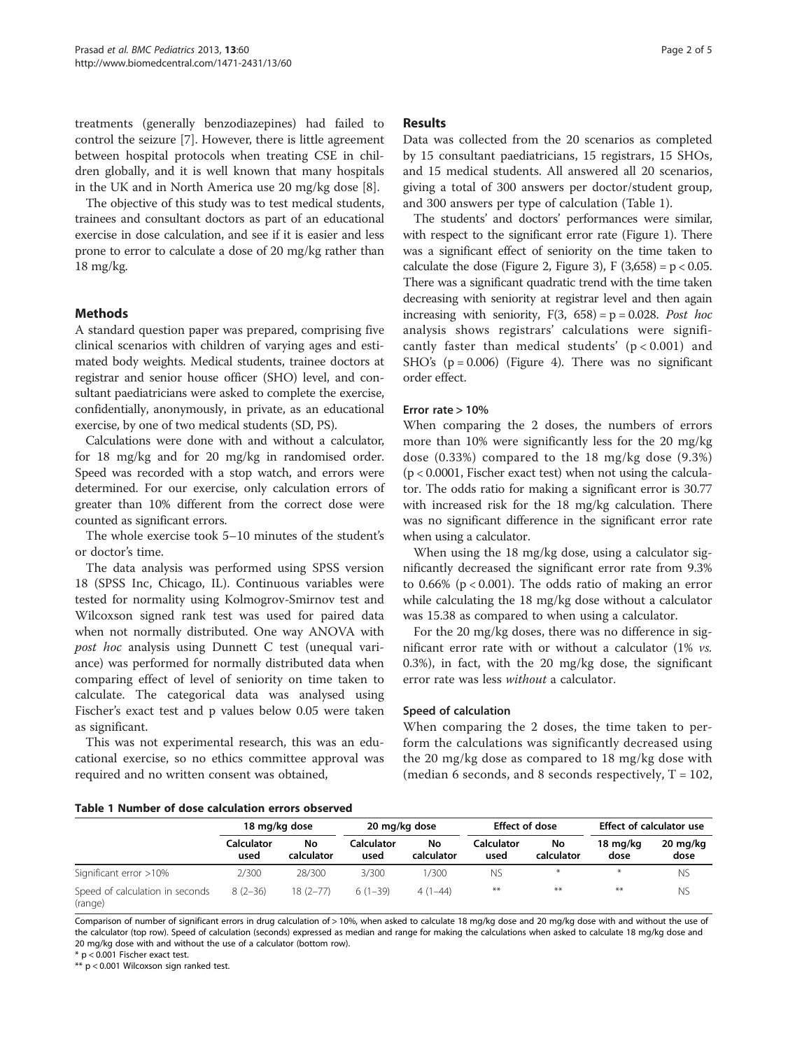treatments (generally benzodiazepines) had failed to control the seizure [7]. However, there is little agreement between hospital protocols when treating CSE in children globally, and it is well known that many hospitals in the UK and in North America use 20 mg/kg dose [8].

The objective of this study was to test medical students, trainees and consultant doctors as part of an educational exercise in dose calculation, and see if it is easier and less prone to error to calculate a dose of 20 mg/kg rather than 18 mg/kg.

## Methods

A standard question paper was prepared, comprising five clinical scenarios with children of varying ages and estimated body weights. Medical students, trainee doctors at registrar and senior house officer (SHO) level, and consultant paediatricians were asked to complete the exercise, confidentially, anonymously, in private, as an educational exercise, by one of two medical students (SD, PS).

Calculations were done with and without a calculator, for 18 mg/kg and for 20 mg/kg in randomised order. Speed was recorded with a stop watch, and errors were determined. For our exercise, only calculation errors of greater than 10% different from the correct dose were counted as significant errors.

The whole exercise took 5–10 minutes of the student's or doctor's time.

The data analysis was performed using SPSS version 18 (SPSS Inc, Chicago, IL). Continuous variables were tested for normality using Kolmogrov-Smirnov test and Wilcoxson signed rank test was used for paired data when not normally distributed. One way ANOVA with *post hoc* analysis using Dunnett C test (unequal variance) was performed for normally distributed data when comparing effect of level of seniority on time taken to calculate. The categorical data was analysed using Fischer's exact test and p values below 0.05 were taken as significant.

This was not experimental research, this was an educational exercise, so no ethics committee approval was required and no written consent was obtained,

## Results

Data was collected from the 20 scenarios as completed by 15 consultant paediatricians, 15 registrars, 15 SHOs, and 15 medical students. All answered all 20 scenarios, giving a total of 300 answers per doctor/student group, and 300 answers per type of calculation (Table 1).

The students' and doctors' performances were similar, with respect to the significant error rate (Figure 1). There was a significant effect of seniority on the time taken to calculate the dose (Figure 2, Figure 3), $F\ (3{,}658) = p < 0.05$. There was a significant quadratic trend with the time taken decreasing with seniority at registrar level and then again increasing with seniority, $F(3,\ 658) = p = 0.028$. *Post hoc* analysis shows registrars' calculations were significantly faster than medical students' ($p < 0.001$) and SHO's ($p = 0.006$) (Figure 4). There was no significant order effect.

### Error rate > 10%

When comparing the 2 doses, the numbers of errors more than 10% were significantly less for the 20 mg/kg dose (0.33%) compared to the 18 mg/kg dose (9.3%) ($p < 0.0001$, Fischer exact test) when not using the calculator. The odds ratio for making a significant error is 30.77 with increased risk for the 18 mg/kg calculation. There was no significant difference in the significant error rate when using a calculator.

When using the 18 mg/kg dose, using a calculator significantly decreased the significant error rate from 9.3% to 0.66% ($p < 0.001$). The odds ratio of making an error while calculating the 18 mg/kg dose without a calculator was 15.38 as compared to when using a calculator.

For the 20 mg/kg doses, there was no difference in significant error rate with or without a calculator (1% *vs.* 0.3%), in fact, with the 20 mg/kg dose, the significant error rate was less *without* a calculator.

### Speed of calculation

When comparing the 2 doses, the time taken to perform the calculations was significantly decreased using the 20 mg/kg dose as compared to 18 mg/kg dose with (median 6 seconds, and 8 seconds respectively, $T = 102$,

**Table 1 Number of dose calculation errors observed**

| | 18 mg/kg dose | | 20 mg/kg dose | | Effect of dose | | Effect of calculator use | |
|---|---|---|---|---|---|---|---|---|
| | Calculator used | No calculator | Calculator used | No calculator | Calculator used | No calculator | 18 mg/kg dose | 20 mg/kg dose |
| Significant error >10% | 2/300 | 28/300 | 3/300 | 1/300 | NS | * | * | NS |
| Speed of calculation in seconds (range) | 8 (2–36) | 18 (2–77) | 6 (1–39) | 4 (1–44) | ** | ** | ** | NS |

Comparison of number of significant errors in drug calculation of > 10%, when asked to calculate 18 mg/kg dose and 20 mg/kg dose with and without the use of the calculator (top row). Speed of calculation (seconds) expressed as median and range for making the calculations when asked to calculate 18 mg/kg dose and 20 mg/kg dose with and without the use of a calculator (bottom row).

* p < 0.001 Fischer exact test.

** p < 0.001 Wilcoxson sign ranked test.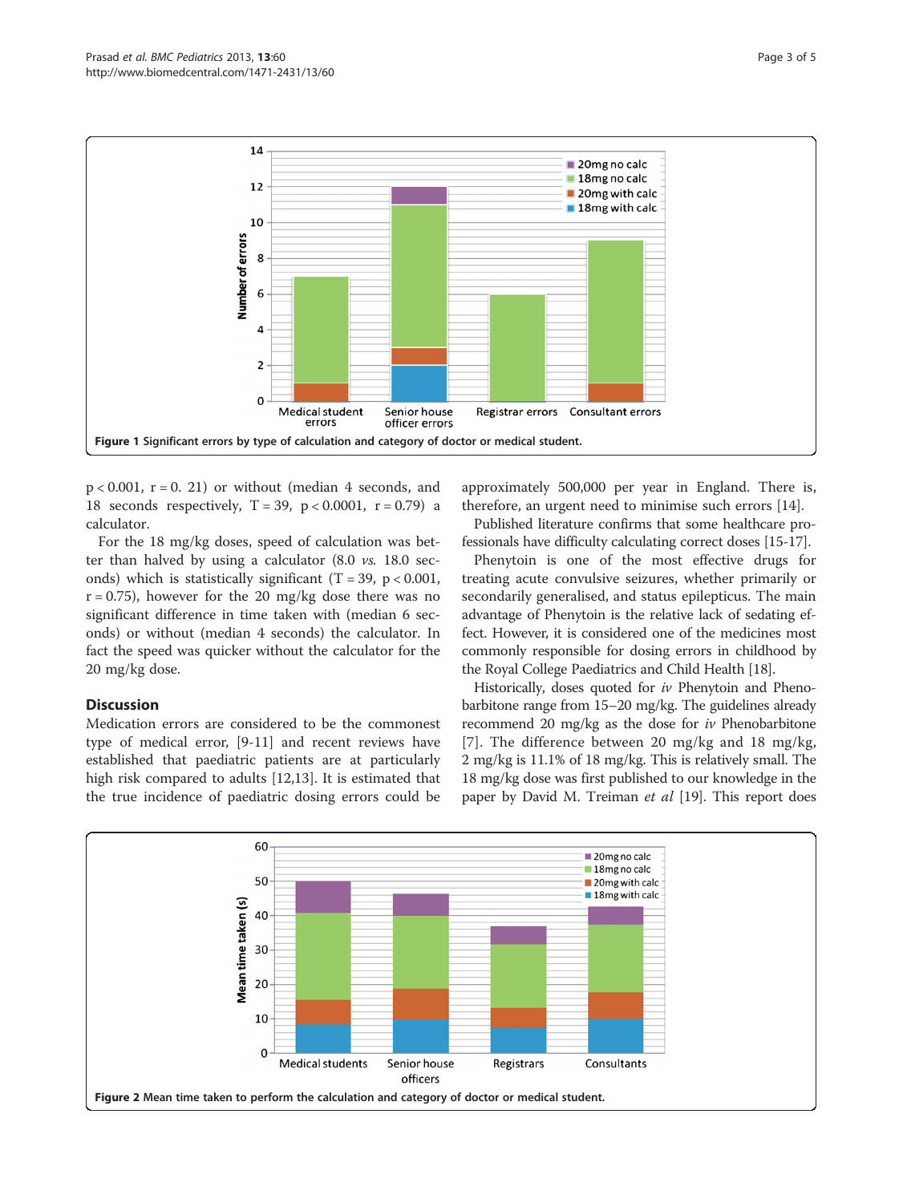Figure 1 Significant errors by type of calculation and category of doctor or medical student.

$p < 0.001$, $r = 0.21$) or without (median 4 seconds, and 18 seconds respectively, $T = 39$, $p < 0.0001$, $r = 0.79$) a calculator.

For the 18 mg/kg doses, speed of calculation was better than halved by using a calculator (8.0 *vs.* 18.0 seconds) which is statistically significant ($T = 39$, $p < 0.001$, $r = 0.75$), however for the 20 mg/kg dose there was no significant difference in time taken with (median 6 seconds) or without (median 4 seconds) the calculator. In fact the speed was quicker without the calculator for the 20 mg/kg dose.

## Discussion

Medication errors are considered to be the commonest type of medical error, [9-11] and recent reviews have established that paediatric patients are at particularly high risk compared to adults [12,13]. It is estimated that the true incidence of paediatric dosing errors could be approximately 500,000 per year in England. There is, therefore, an urgent need to minimise such errors [14].

Published literature confirms that some healthcare professionals have difficulty calculating correct doses [15-17].

Phenytoin is one of the most effective drugs for treating acute convulsive seizures, whether primarily or secondarily generalised, and status epilepticus. The main advantage of Phenytoin is the relative lack of sedating effect. However, it is considered one of the medicines most commonly responsible for dosing errors in childhood by the Royal College Paediatrics and Child Health [18].

Historically, doses quoted for *iv* Phenytoin and Phenobarbitone range from 15–20 mg/kg. The guidelines already recommend 20 mg/kg as the dose for *iv* Phenobarbitone [7]. The difference between 20 mg/kg and 18 mg/kg, 2 mg/kg is 11.1% of 18 mg/kg. This is relatively small. The 18 mg/kg dose was first published to our knowledge in the paper by David M. Treiman *et al* [19]. This report does

Figure 2 Mean time taken to perform the calculation and category of doctor or medical student.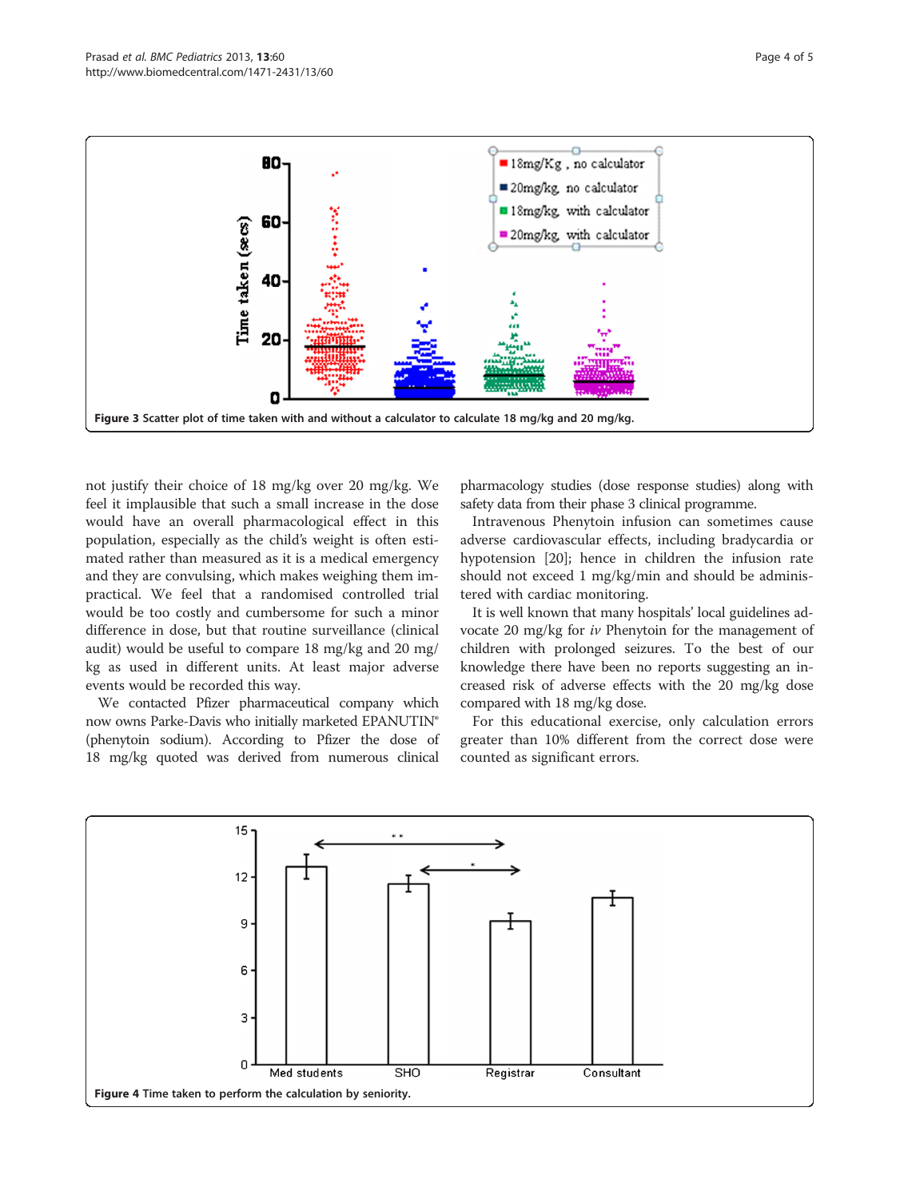Figure 3 Scatter plot of time taken with and without a calculator to calculate 18 mg/kg and 20 mg/kg.

not justify their choice of 18 mg/kg over 20 mg/kg. We feel it implausible that such a small increase in the dose would have an overall pharmacological effect in this population, especially as the child's weight is often estimated rather than measured as it is a medical emergency and they are convulsing, which makes weighing them impractical. We feel that a randomised controlled trial would be too costly and cumbersome for such a minor difference in dose, but that routine surveillance (clinical audit) would be useful to compare 18 mg/kg and 20 mg/kg as used in different units. At least major adverse events would be recorded this way.

We contacted Pfizer pharmaceutical company which now owns Parke-Davis who initially marketed EPANUTIN® (phenytoin sodium). According to Pfizer the dose of 18 mg/kg quoted was derived from numerous clinical pharmacology studies (dose response studies) along with safety data from their phase 3 clinical programme.

Intravenous Phenytoin infusion can sometimes cause adverse cardiovascular effects, including bradycardia or hypotension [20]; hence in children the infusion rate should not exceed 1 mg/kg/min and should be administered with cardiac monitoring.

It is well known that many hospitals' local guidelines advocate 20 mg/kg for *iv* Phenytoin for the management of children with prolonged seizures. To the best of our knowledge there have been no reports suggesting an increased risk of adverse effects with the 20 mg/kg dose compared with 18 mg/kg dose.

For this educational exercise, only calculation errors greater than 10% different from the correct dose were counted as significant errors.

Figure 4 Time taken to perform the calculation by seniority.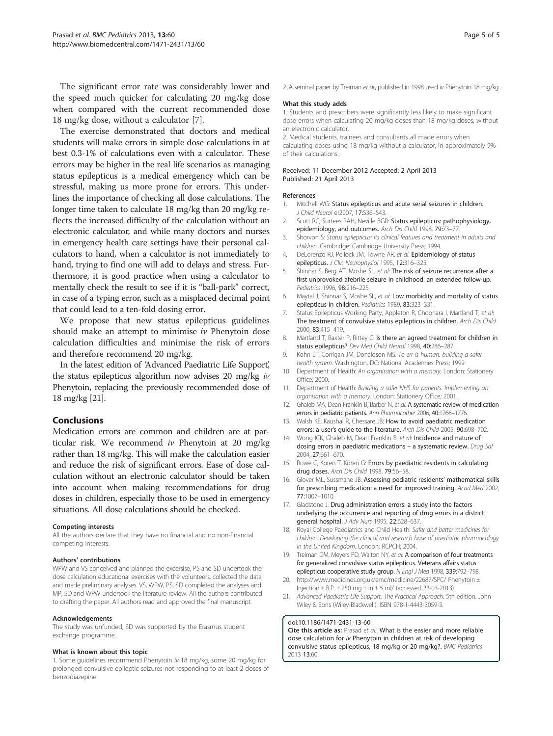The significant error rate was considerably lower and the speed much quicker for calculating 20 mg/kg dose when compared with the current recommended dose 18 mg/kg dose, without a calculator [7].

The exercise demonstrated that doctors and medical students will make errors in simple dose calculations in at best 0.3-1% of calculations even with a calculator. These errors may be higher in the real life scenarios as managing status epilepticus is a medical emergency which can be stressful, making us more prone for errors. This underlines the importance of checking all dose calculations. The longer time taken to calculate 18 mg/kg than 20 mg/kg reflects the increased difficulty of the calculation without an electronic calculator, and while many doctors and nurses in emergency health care settings have their personal calculators to hand, when a calculator is not immediately to hand, trying to find one will add to delays and stress. Furthermore, it is good practice when using a calculator to mentally check the result to see if it is "ball-park" correct, in case of a typing error, such as a misplaced decimal point that could lead to a ten-fold dosing error.

We propose that new status epilepticus guidelines should make an attempt to minimise *iv* Phenytoin dose calculation difficulties and minimise the risk of errors and therefore recommend 20 mg/kg.

In the latest edition of 'Advanced Paediatric Life Support', the status epilepticus algorithm now advises 20 mg/kg *iv* Phenytoin, replacing the previously recommended dose of 18 mg/kg [21].

## Conclusions

Medication errors are common and children are at particular risk. We recommend *iv* Phenytoin at 20 mg/kg rather than 18 mg/kg. This will make the calculation easier and reduce the risk of significant errors. Ease of dose calculation without an electronic calculator should be taken into account when making recommendations for drug doses in children, especially those to be used in emergency situations. All dose calculations should be checked.

#### Competing interests

All the authors declare that they have no financial and no non-financial competing interests.

#### Authors' contributions

WPW and VS conceived and planned the excersise, PS and SD undertook the dose calculation educational exercises with the volunteers, collected the data and made preliminary analyses. VS, WPW, PS, SD completed the analyses and MP, SD and WPW undertook the literature review. All the authors contributed to drafting the paper. All authors read and approved the final manuscript.

#### Acknowledgements

The study was unfunded, SD was supported by the Erasmus student exchange programme.

#### What is known about this topic

1. Some guidelines recommend Phenytoin *iv* 18 mg/kg, some 20 mg/kg for prolonged convulsive epileptic seizures not responding to at least 2 doses of benzodiazepine.

2. A seminal paper by Treiman *et al.*, published in 1998 used *iv* Phenytoin 18 mg/kg.

#### What this study adds

1. Students and prescribers were significantly less likely to make significant dose errors when calculating 20 mg/kg doses than 18 mg/kg doses, without an electronic calculator.

2. Medical students, trainees and consultants all made errors when calculating doses using 18 mg/kg without a calculator, in approximately 9% of their calculations.

Received: 11 December 2012 Accepted: 2 April 2013
Published: 21 April 2013

#### References

1. Mitchell WG: **Status epilepticus and acute serial seizures in children.** *J Child Neurol* er2007, **17:**S36–S43.
2. Scott RC, Surtees RAH, Neville BGR: **Status epilepticus: pathophysiology, epidemiology, and outcomes.** *Arch Dis Child* 1998, **79:**73–77.
3. Shorvon S: *Status epilepticus: its clinical features and treatment in adults and children.* Cambridge: Cambridge University Press; 1994.
4. DeLorenzo RJ, Pellock JM, Towne AR, *et al*: **Epidemiology of status epilepticus.** *J Clin Neurophysiol* 1995, **12:**316–325.
5. Shinnar S, Berg AT, Moshe SL, *et al*: **The risk of seizure recurrence after a first unprovoked afebrile seizure in childhood: an extended follow-up.** *Pediatrics* 1996, **98:**216–225.
6. Maytal J, Shinnar S, Moshe SL, *et al*: **Low morbidity and mortality of status epilepticus in children.** *Pediatrics* 1989, **83:**323–331.
7. Status Epilepticus Working Party, Appleton R, Choonara I, Martland T, *et al*: **The treatment of convulsive status epilepticus in children.** *Arch Dis Child* 2000, **83:**415–419.
8. Martland T, Baxter P, Rittey C: **Is there an agreed treatment for children in status epilepticus?** *Dev Med Child Neurol* 1998, **40:**286–287.
9. Kohn LT, Corrigan JM, Donaldson MS: *To err is human: building a safer health system.* Washington, DC: National Academies Press; 1999.
10. Department of Health: *An organisation with a memory.* London: Stationery Office; 2000.
11. Department of Health: *Building a safer NHS for patients. Implementing an organisation with a memory.* London: Stationery Office; 2001.
12. Ghaleb MA, Dean Franklin B, Barber N, *et al*: **A systematic review of medication errors in pediatric patients.** *Ann Pharmacother* 2006, **40:**1766–1776.
13. Walsh KE, Kaushal R, Chessare JB: **How to avoid paediatric medication errors: a user's guide to the literature.** *Arch Dis Child* 2005, **90:**698–702.
14. Wong ICK, Ghaleb M, Dean Franklin B, *et al*: **Incidence and nature of dosing errors in paediatric medications – a systematic review.** *Drug Saf* 2004, **27:**661–670.
15. Rowe C, Koren T, Koren G: **Errors by paediatric residents in calculating drug doses.** *Arch Dis Child* 1998, **79:**56–58.
16. Glover ML, Sussmane JB: **Assessing pediatric residents' mathematical skills for prescribing medication: a need for improved training.** *Acad Med* 2002, **77:**1007–1010.
17. Gladstone J: **Drug administration errors: a study into the factors underlying the occurrence and reporting of drug errors in a district general hospital.** *J Adv Nurs* 1995, **22:**628–637.
18. Royal College Paediatrics and Child Health: *Safer and better medicines for children. Developing the clinical and research base of paediatric pharmacology in the United Kingdom.* London: RCPCH; 2004.
19. Treiman DM, Meyers PD, Walton NY, *et al*: **A comparison of four treatments for generalized convulsive status epilepticus. Veterans affairs status epilepticus cooperative study group.** *N Engl J Med* 1998, **339:**792–798.
20. http://www.medicines.org.uk/emc/medicine/22687/SPC/ Phenytoin ± Injection ± B.P. ± 250 mg ± in ± 5 ml/ (accessed 22-03-2013).
21. *Advanced Paediatric Life Support: The Practical Approach.* 5th edition. John Wiley & Sons (Wiley-Blackwell). ISBN 978-1-4443-3059-5.

doi:10.1186/1471-2431-13-60

**Cite this article as:** Prasad *et al.*: What is the easier and more reliable dose calculation for *iv* Phenytoin in children at risk of developing convulsive status epilepticus, 18 mg/kg or 20 mg/kg?. *BMC Pediatrics* 2013 **13**:60.